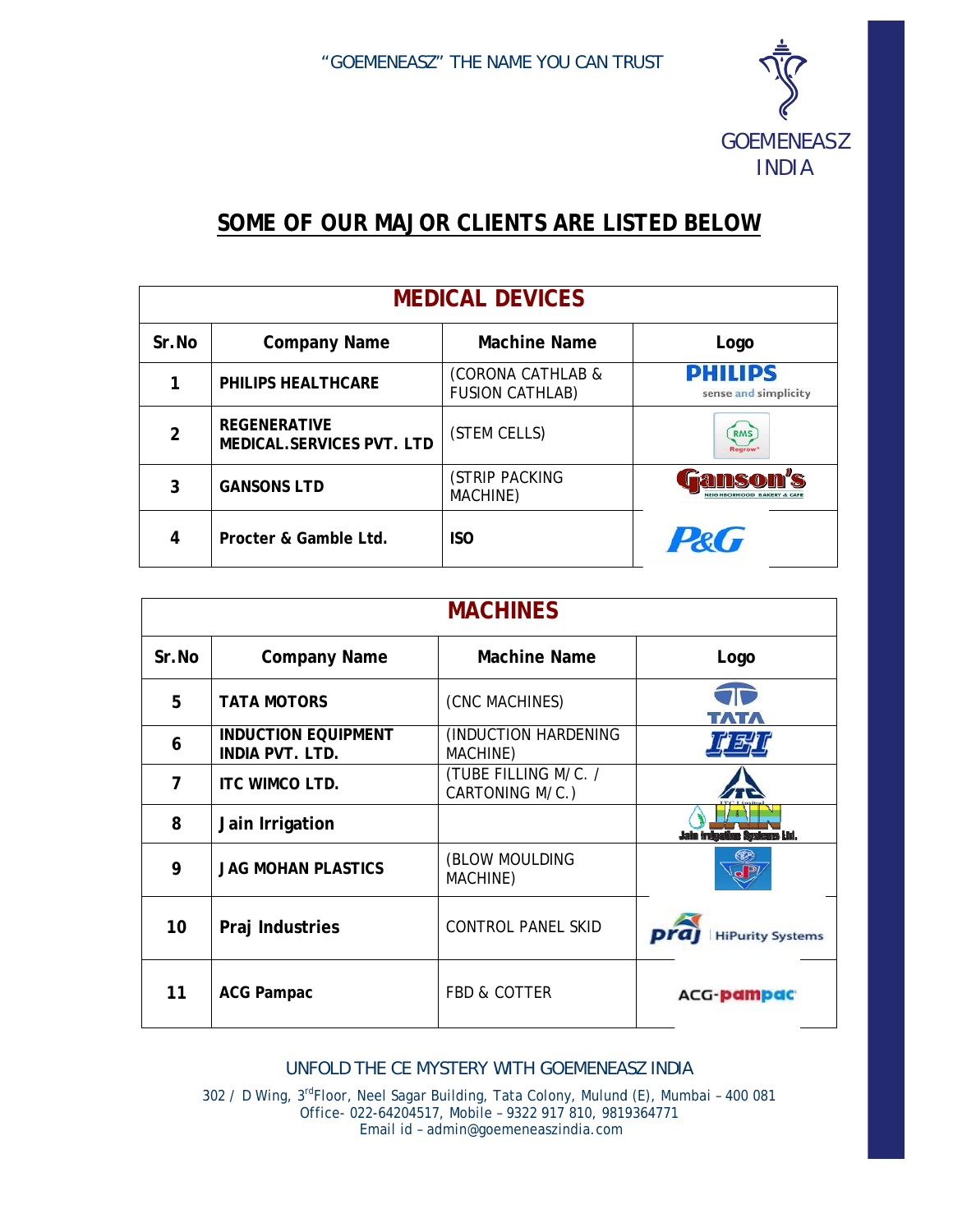"GOEMENEASZ" THE NAME YOU CAN TRUST

GOEMENEASZ INDIA

# SOME OF OUR MAJOR CLIENTS ARE LISTED BELOW

| MEDICAL DEVICES | | | |
|---|---|---|---|
| **Sr.No** | **Company Name** | **Machine Name** | **Logo** |
| 1 | **PHILIPS HEALTHCARE** | (CORONA CATHLAB & FUSION CATHLAB) | PHILIPS sense and simplicity |
| 2 | **REGENERATIVE MEDICAL.SERVICES PVT. LTD** | (STEM CELLS) | RMS Regrow |
| 3 | **GANSONS LTD** | (STRIP PACKING MACHINE) | Ganson's NEIGHBORHOOD BAKERY & CAFE |
| 4 | **Procter & Gamble Ltd.** | **ISO** | P&G |

| MACHINES | | | |
|---|---|---|---|
| **Sr.No** | **Company Name** | **Machine Name** | **Logo** |
| 5 | **TATA MOTORS** | (CNC MACHINES) | TATA |
| 6 | **INDUCTION EQUIPMENT INDIA PVT. LTD.** | (INDUCTION HARDENING MACHINE) | IEI |
| 7 | **ITC WIMCO LTD.** | (TUBE FILLING M/C. / CARTONING M/C.) | ITC Limited |
| 8 | **Jain Irrigation** | | JAIN Jain Irrigation Systems Ltd. |
| 9 | **JAG MOHAN PLASTICS** | (BLOW MOULDING MACHINE) | JP |
| 10 | **Praj Industries** | CONTROL PANEL SKID | praj HiPurity Systems |
| 11 | **ACG Pampac** | FBD & COTTER | ACG-pampac |

UNFOLD THE CE MYSTERY WITH GOEMENEASZ INDIA

302 / D Wing, 3rd Floor, Neel Sagar Building, Tata Colony, Mulund (E), Mumbai – 400 081
Office- 022-64204517, Mobile – 9322 917 810, 9819364771
Email id – admin@goemeneaszindia.com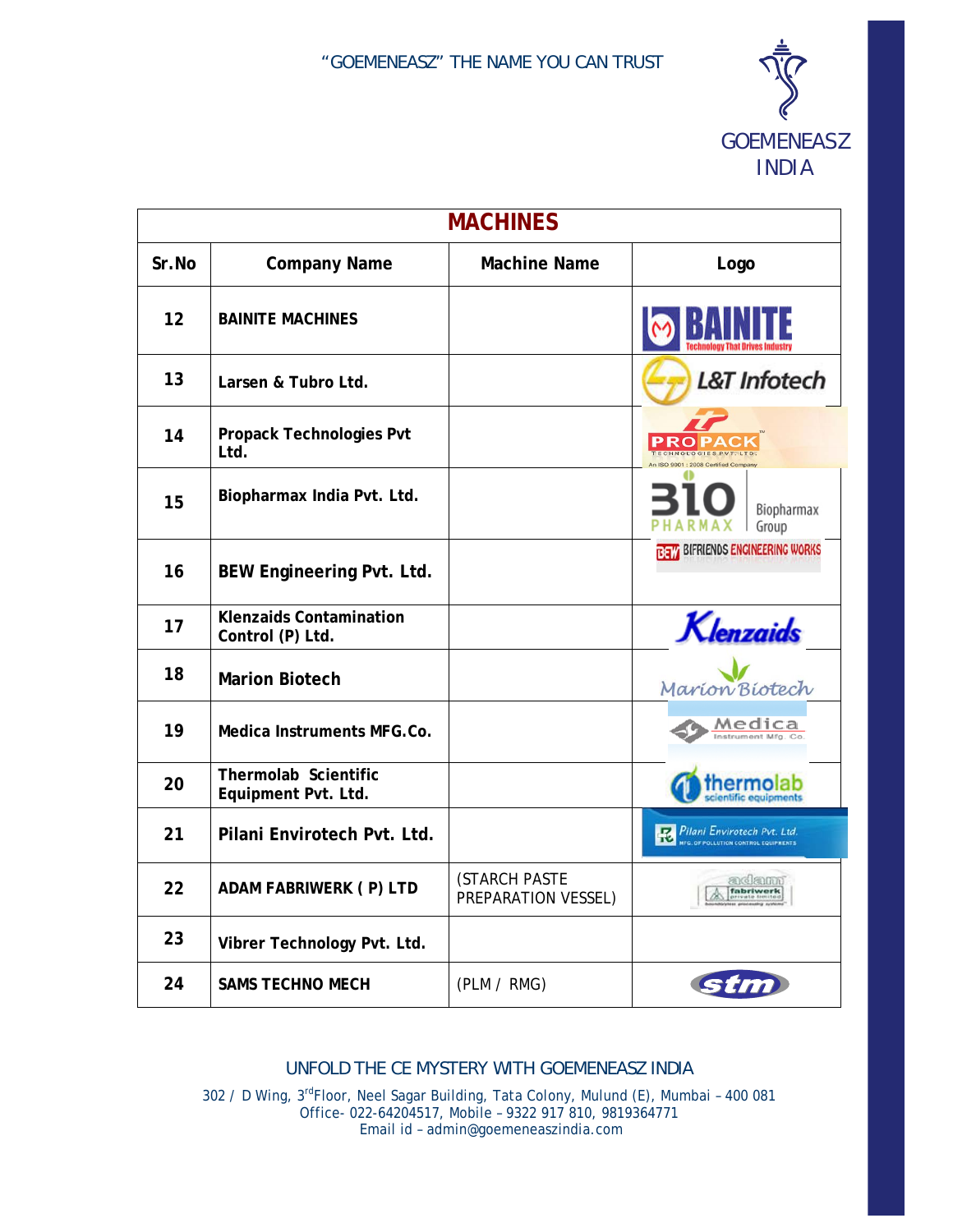"GOEMENEASZ" THE NAME YOU CAN TRUST

GOEMENEASZ INDIA

| MACHINES | | | |
|---|---|---|---|
| **Sr.No** | **Company Name** | **Machine Name** | **Logo** |
| **12** | **BAINITE MACHINES** | | BAINITE Technology That Drives Industry |
| **13** | **Larsen & Tubro Ltd.** | | L&T Infotech |
| **14** | **Propack Technologies Pvt Ltd.** | | PROPACK TECHNOLOGIES PVT. LTD. An ISO 9001 : 2008 Certified Company |
| **15** | **Biopharmax India Pvt. Ltd.** | | BIO PHARMAX Biopharmax Group |
| **16** | **BEW Engineering Pvt. Ltd.** | | BEW BIFRIENDS ENGINEERING WORKS |
| **17** | **Klenzaids Contamination Control (P) Ltd.** | | Klenzaids |
| **18** | **Marion Biotech** | | Marion Biotech |
| **19** | **Medica Instruments MFG.Co.** | | Medica Instrument Mfg. Co. |
| **20** | **Thermolab Scientific Equipment Pvt. Ltd.** | | thermolab scientific equipments |
| **21** | **Pilani Envirotech Pvt. Ltd.** | | Pilani Envirotech Pvt. Ltd. MFG. OF POLLUTION CONTROL EQUIPMENTS |
| **22** | **ADAM FABRIWERK ( P) LTD** | (STARCH PASTE PREPARATION VESSEL) | adam fabriwerk private limited |
| **23** | **Vibrer Technology Pvt. Ltd.** | | |
| **24** | **SAMS TECHNO MECH** | (PLM / RMG) | stm |

UNFOLD THE CE MYSTERY WITH GOEMENEASZ INDIA

302 / D Wing, 3rd Floor, Neel Sagar Building, Tata Colony, Mulund (E), Mumbai – 400 081
Office- 022-64204517, Mobile – 9322 917 810, 9819364771
Email id – admin@goemeneaszindia.com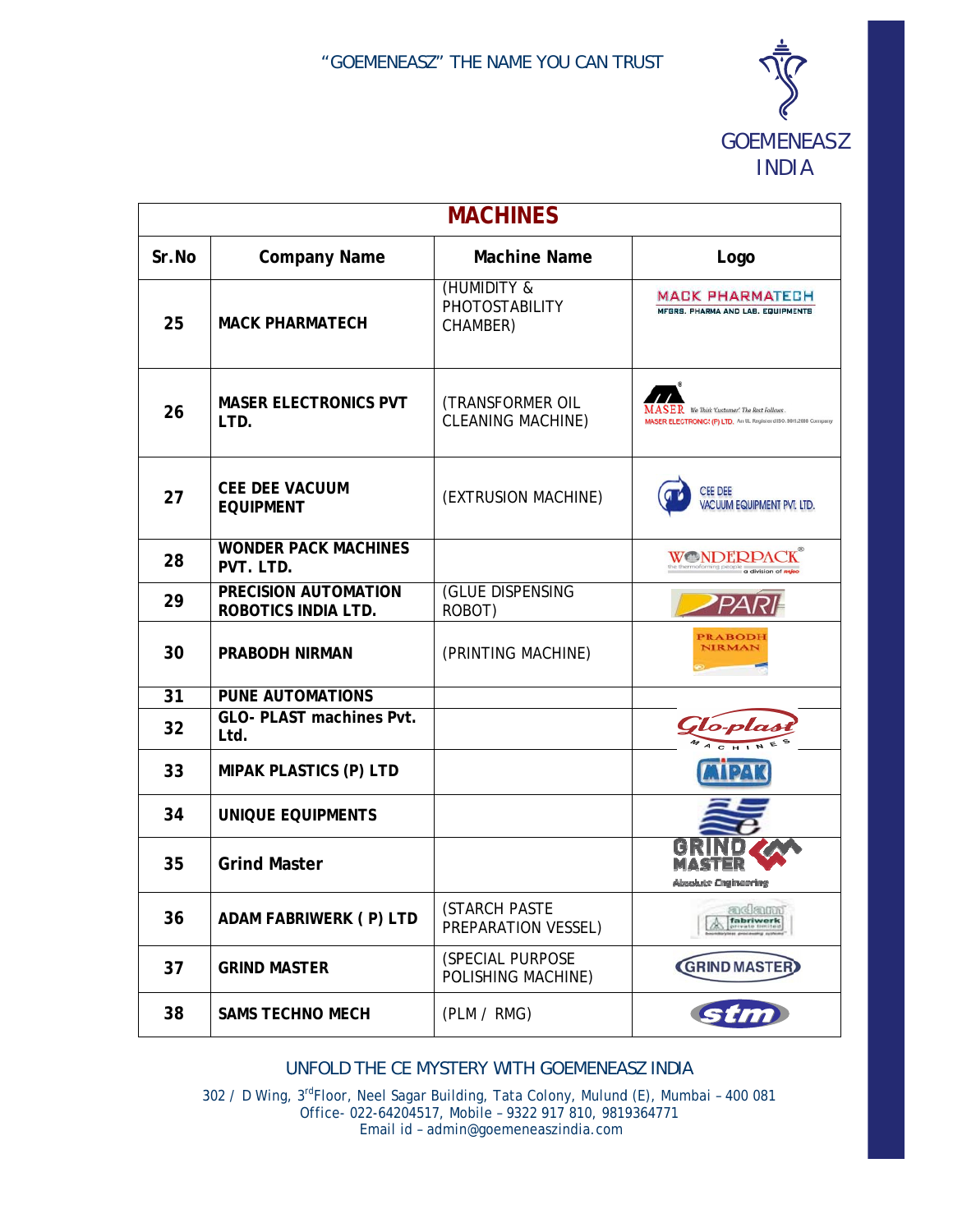"GOEMENEASZ" THE NAME YOU CAN TRUST

GOEMENEASZ INDIA

| MACHINES | | | |
|---|---|---|---|
| **Sr.No** | **Company Name** | **Machine Name** | **Logo** |
| **25** | **MACK PHARMATECH** | (HUMIDITY & PHOTOSTABILITY CHAMBER) | MACK PHARMATECH MFGRS. PHARMA AND LAB. EQUIPMENTS |
| **26** | **MASER ELECTRONICS PVT LTD.** | (TRANSFORMER OIL CLEANING MACHINE) | MASER We Think 'Customer' The Rest Follows. MASER ELECTRONICS (P) LTD. |
| **27** | **CEE DEE VACUUM EQUIPMENT** | (EXTRUSION MACHINE) | CEE DEE VACUUM EQUIPMENT PVT. LTD. |
| **28** | **WONDER PACK MACHINES PVT. LTD.** | | WONDERPACK the thermoforming people a division of |
| **29** | **PRECISION AUTOMATION ROBOTICS INDIA LTD.** | (GLUE DISPENSING ROBOT) | PARI |
| **30** | **PRABODH NIRMAN** | (PRINTING MACHINE) | PRABODH NIRMAN |
| **31** | **PUNE AUTOMATIONS** | | |
| **32** | **GLO- PLAST machines Pvt. Ltd.** | | Glo-plast MACHINES |
| **33** | **MIPAK PLASTICS (P) LTD** | | MIPAK |
| **34** | **UNIQUE EQUIPMENTS** | | |
| **35** | **Grind Master** | | GRIND MASTER Absolute Engineering |
| **36** | **ADAM FABRIWERK ( P) LTD** | (STARCH PASTE PREPARATION VESSEL) | adam fabriwerk private limited |
| **37** | **GRIND MASTER** | (SPECIAL PURPOSE POLISHING MACHINE) | GRIND MASTER |
| **38** | **SAMS TECHNO MECH** | (PLM / RMG) | stm |

UNFOLD THE CE MYSTERY WITH GOEMENEASZ INDIA

302 / D Wing, 3rd Floor, Neel Sagar Building, Tata Colony, Mulund (E), Mumbai – 400 081
Office- 022-64204517, Mobile – 9322 917 810, 9819364771
Email id – admin@goemeneaszindia.com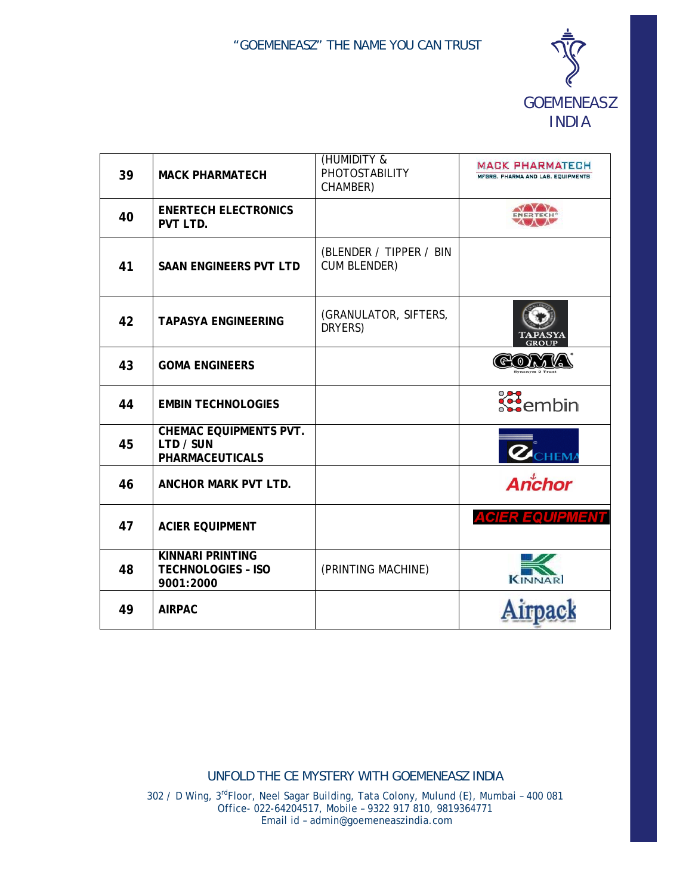| | | | |
|---|---|---|---|
| 39 | **MACK PHARMATECH** | (HUMIDITY & PHOTOSTABILITY CHAMBER) | MACK PHARMATECH MFGRS. PHARMA AND LAB. EQUIPMENTS |
| 40 | **ENERTECH ELECTRONICS PVT LTD.** | | ENERTECH |
| 41 | **SAAN ENGINEERS PVT LTD** | (BLENDER / TIPPER / BIN CUM BLENDER) | |
| 42 | **TAPASYA ENGINEERING** | (GRANULATOR, SIFTERS, DRYERS) | TAPASYA GROUP |
| 43 | **GOMA ENGINEERS** | | GOMA Synonym 2 Trust |
| 44 | **EMBIN TECHNOLOGIES** | | embin |
| 45 | **CHEMAC EQUIPMENTS PVT. LTD / SUN PHARMACEUTICALS** | | CHEMA |
| 46 | **ANCHOR MARK PVT LTD.** | | Anchor |
| 47 | **ACIER EQUIPMENT** | | ACIER EQUIPMENT |
| 48 | **KINNARI PRINTING TECHNOLOGIES – ISO 9001:2000** | (PRINTING MACHINE) | KINNARI |
| 49 | **AIRPAC** | | Airpack |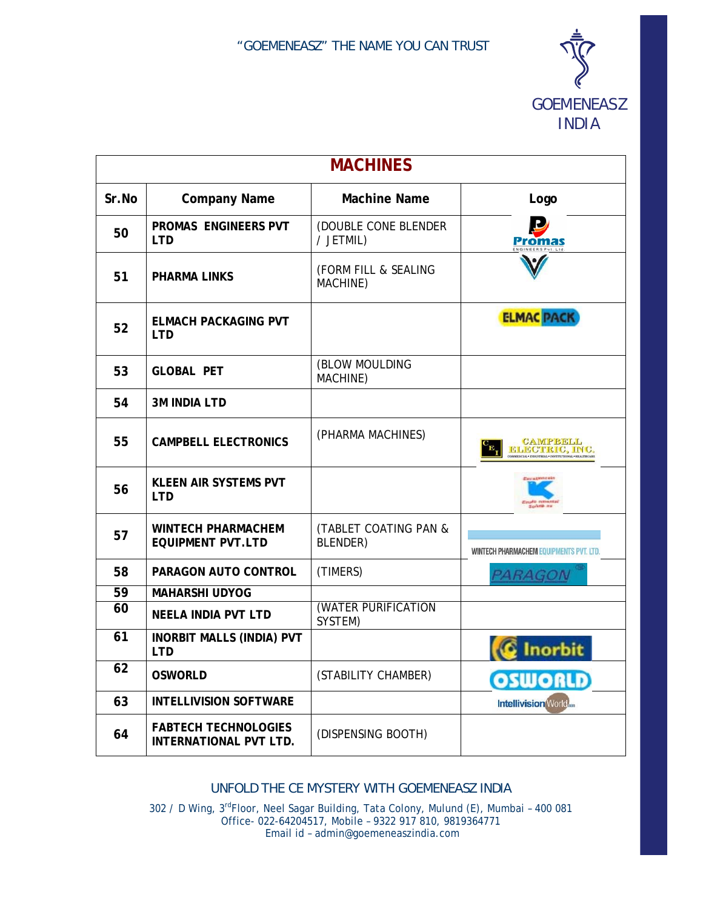## MACHINES

| Sr.No | Company Name | Machine Name | Logo |
|---|---|---|---|
| 50 | PROMAS ENGINEERS PVT LTD | (DOUBLE CONE BLENDER / JETMIL) | Promas ENGINEERS Pvt. Ltd. |
| 51 | PHARMA LINKS | (FORM FILL & SEALING MACHINE) | |
| 52 | ELMACH PACKAGING PVT LTD | | ELMAC PACK |
| 53 | GLOBAL PET | (BLOW MOULDING MACHINE) | |
| 54 | 3M INDIA LTD | | |
| 55 | CAMPBELL ELECTRONICS | (PHARMA MACHINES) | CAMPBELL ELECTRIC, INC. |
| 56 | KLEEN AIR SYSTEMS PVT LTD | | |
| 57 | WINTECH PHARMACHEM EQUIPMENT PVT.LTD | (TABLET COATING PAN & BLENDER) | WINTECH PHARMACHEM EQUIPMENTS PVT. LTD. |
| 58 | PARAGON AUTO CONTROL | (TIMERS) | PARAGON |
| 59 | MAHARSHI UDYOG | | |
| 60 | NEELA INDIA PVT LTD | (WATER PURIFICATION SYSTEM) | |
| 61 | INORBIT MALLS (INDIA) PVT LTD | | Inorbit |
| 62 | OSWORLD | (STABILITY CHAMBER) | OSWORLD |
| 63 | INTELLIVISION SOFTWARE | | IntellivisionWorld.com |
| 64 | FABTECH TECHNOLOGIES INTERNATIONAL PVT LTD. | (DISPENSING BOOTH) | |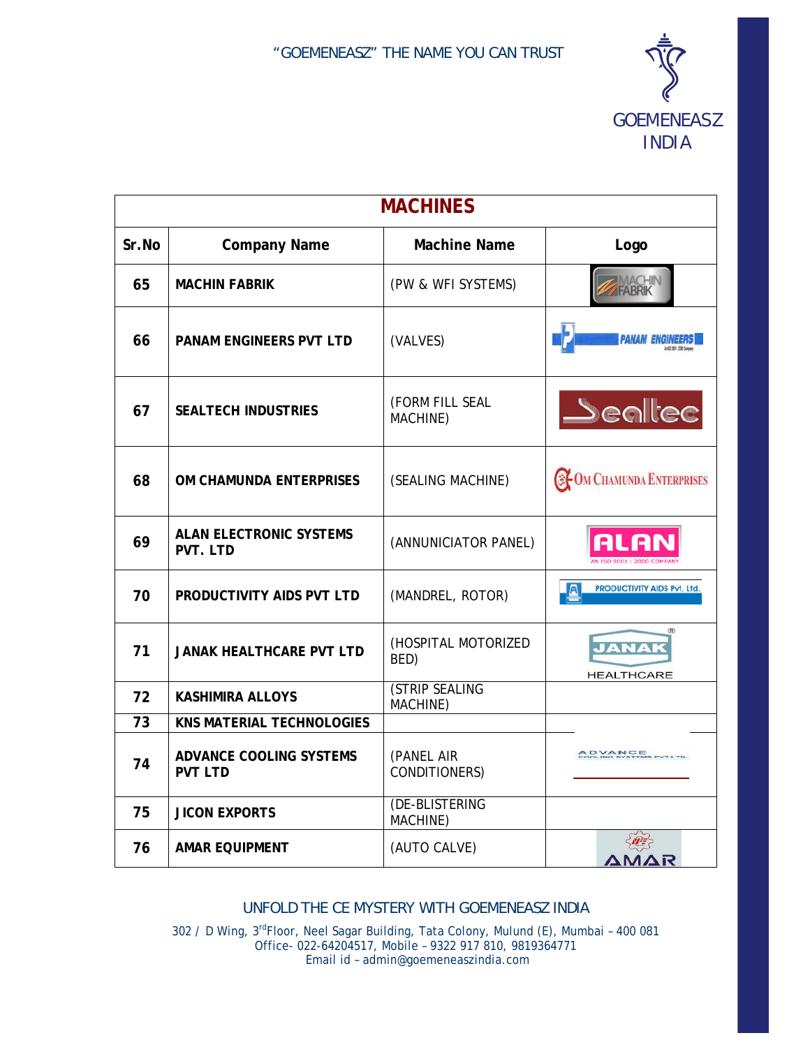| MACHINES | | | |
|---|---|---|---|
| **Sr.No** | **Company Name** | **Machine Name** | **Logo** |
| **65** | **MACHIN FABRIK** | (PW & WFI SYSTEMS) | MACHIN FABRIK |
| **66** | **PANAM ENGINEERS PVT LTD** | (VALVES) | PANAM ENGINEERS |
| **67** | **SEALTECH INDUSTRIES** | (FORM FILL SEAL MACHINE) | Sealtec |
| **68** | **OM CHAMUNDA ENTERPRISES** | (SEALING MACHINE) | OM CHAMUNDA ENTERPRISES |
| **69** | **ALAN ELECTRONIC SYSTEMS PVT. LTD** | (ANNUNICIATOR PANEL) | ALAN AN ISO 9001 : 2000 COMPANY |
| **70** | **PRODUCTIVITY AIDS PVT LTD** | (MANDREL, ROTOR) | PRODUCTIVITY AIDS Pvt. Ltd. |
| **71** | **JANAK HEALTHCARE PVT LTD** | (HOSPITAL MOTORIZED BED) | JANAK HEALTHCARE |
| **72** | **KASHIMIRA ALLOYS** | (STRIP SEALING MACHINE) | |
| **73** | **KNS MATERIAL TECHNOLOGIES** | | |
| **74** | **ADVANCE COOLING SYSTEMS PVT LTD** | (PANEL AIR CONDITIONERS) | ADVANCE COOLING SYSTEMS PVT.LTD. |
| **75** | **JICON EXPORTS** | (DE-BLISTERING MACHINE) | |
| **76** | **AMAR EQUIPMENT** | (AUTO CALVE) | AMAR |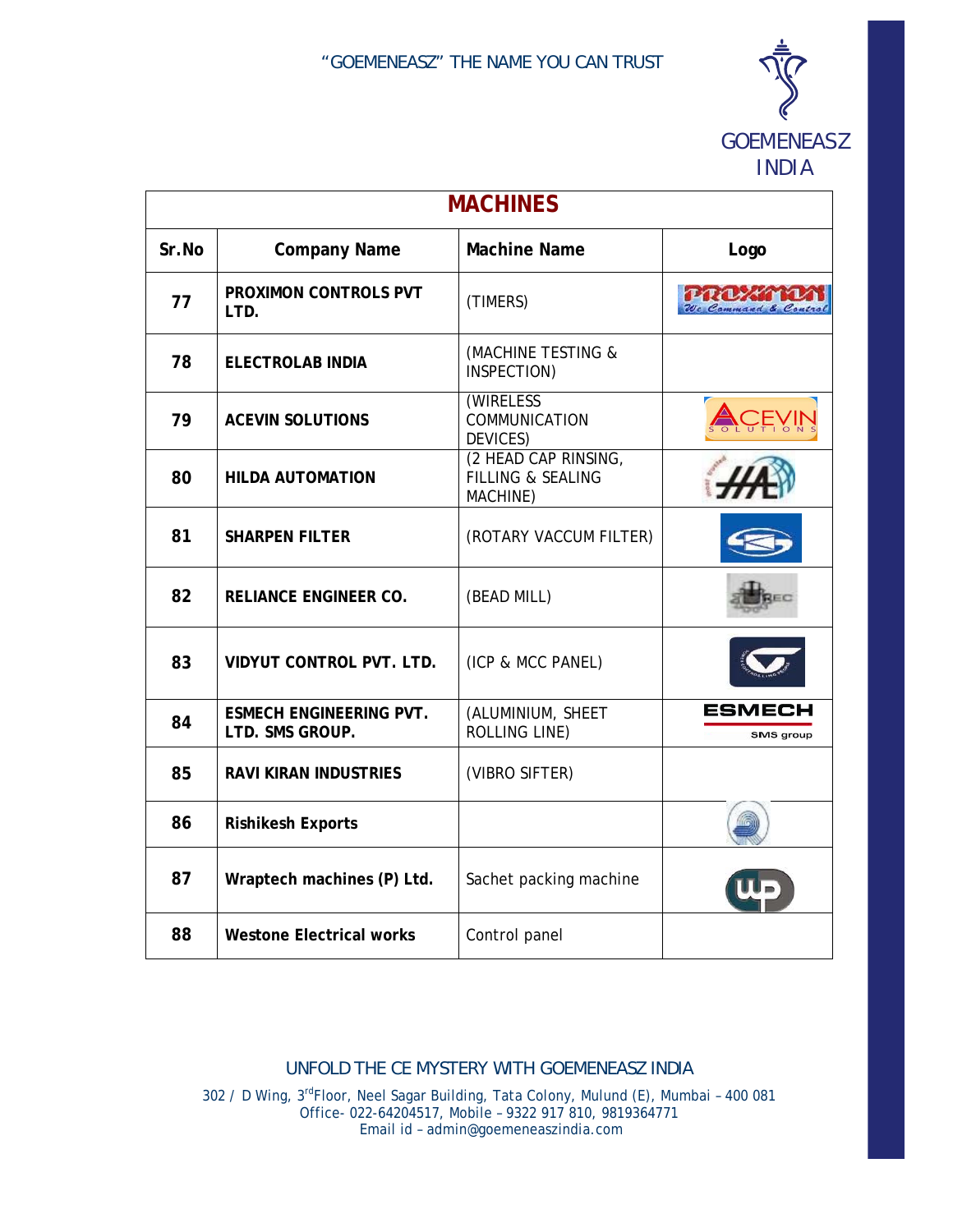"GOEMENEASZ" THE NAME YOU CAN TRUST

GOEMENEASZ INDIA

| MACHINES | | | |
|---|---|---|---|
| **Sr.No** | **Company Name** | **Machine Name** | **Logo** |
| **77** | **PROXIMON CONTROLS PVT LTD.** | (TIMERS) | |
| **78** | **ELECTROLAB INDIA** | (MACHINE TESTING & INSPECTION) | |
| **79** | **ACEVIN SOLUTIONS** | (WIRELESS COMMUNICATION DEVICES) | |
| **80** | **HILDA AUTOMATION** | (2 HEAD CAP RINSING, FILLING & SEALING MACHINE) | |
| **81** | **SHARPEN FILTER** | (ROTARY VACCUM FILTER) | |
| **82** | **RELIANCE ENGINEER CO.** | (BEAD MILL) | |
| **83** | **VIDYUT CONTROL PVT. LTD.** | (ICP & MCC PANEL) | |
| **84** | **ESMECH ENGINEERING PVT. LTD. SMS GROUP.** | (ALUMINIUM, SHEET ROLLING LINE) | |
| **85** | **RAVI KIRAN INDUSTRIES** | (VIBRO SIFTER) | |
| **86** | **Rishikesh Exports** | | |
| **87** | **Wraptech machines (P) Ltd.** | Sachet packing machine | |
| **88** | **Westone Electrical works** | Control panel | |

UNFOLD THE CE MYSTERY WITH GOEMENEASZ INDIA

302 / D Wing, 3rd Floor, Neel Sagar Building, Tata Colony, Mulund (E), Mumbai – 400 081
Office- 022-64204517, Mobile – 9322 917 810, 9819364771
Email id – admin@goemeneaszindia.com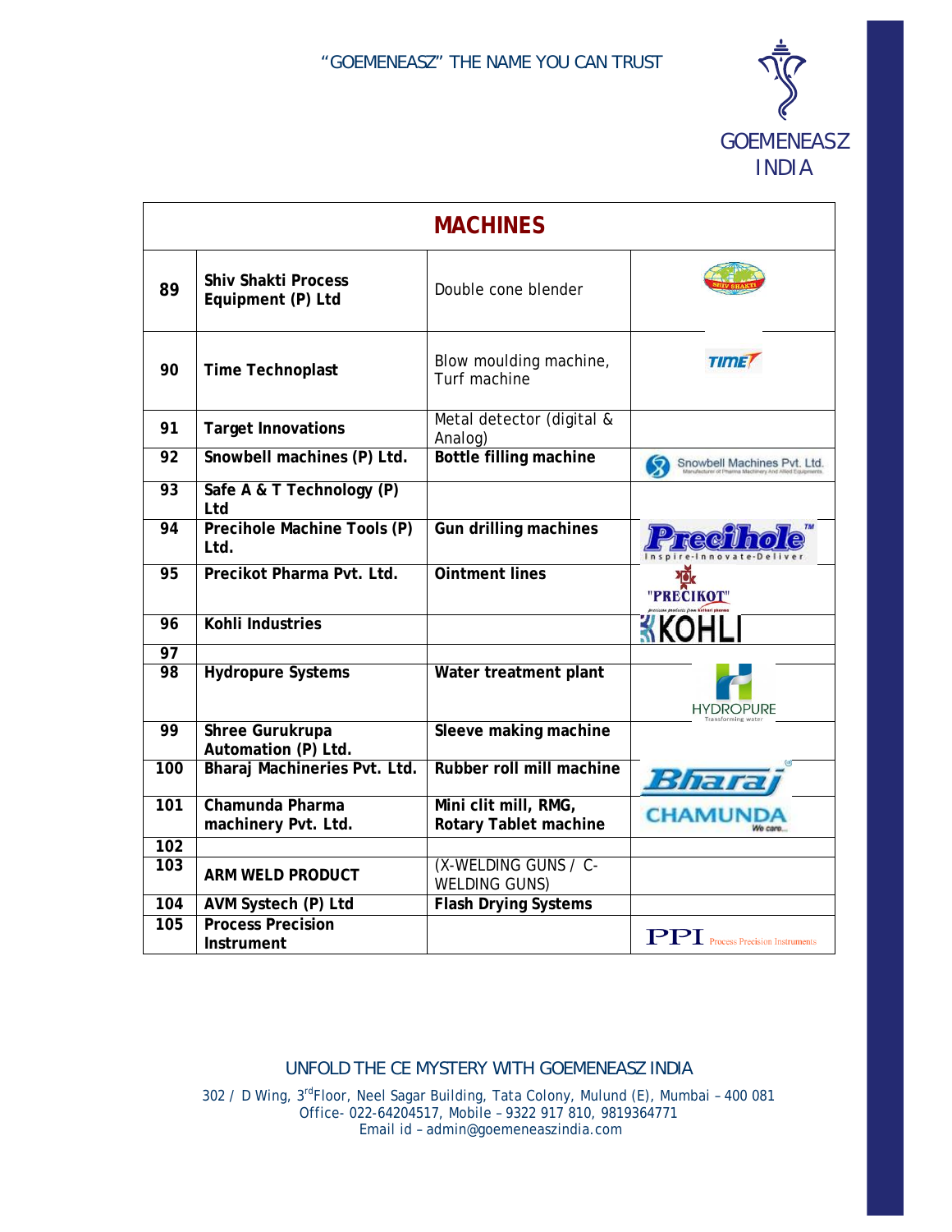| MACHINES | | | |
|---|---|---|---|
| 89 | **Shiv Shakti Process Equipment (P) Ltd** | Double cone blender | SHIV SHAKTI |
| 90 | **Time Technoplast** | Blow moulding machine, Turf machine | TIME |
| 91 | **Target Innovations** | Metal detector (digital & Analog) | |
| 92 | **Snowbell machines (P) Ltd.** | **Bottle filling machine** | Snowbell Machines Pvt. Ltd. |
| 93 | **Safe A & T Technology (P) Ltd** | | |
| 94 | **Precihole Machine Tools (P) Ltd.** | **Gun drilling machines** | Precihole Inspire-Innovate-Deliver |
| 95 | **Precikot Pharma Pvt. Ltd.** | **Ointment lines** | "PRECIKOT" |
| 96 | **Kohli Industries** | | KOHLI |
| 97 | | | |
| 98 | **Hydropure Systems** | **Water treatment plant** | HYDROPURE Transforming water |
| 99 | **Shree Gurukrupa Automation (P) Ltd.** | **Sleeve making machine** | |
| 100 | **Bharaj Machineries Pvt. Ltd.** | **Rubber roll mill machine** | Bharaj |
| 101 | **Chamunda Pharma machinery Pvt. Ltd.** | **Mini clit mill, RMG, Rotary Tablet machine** | CHAMUNDA We care... |
| 102 | | | |
| 103 | **ARM WELD PRODUCT** | (X-WELDING GUNS / C-WELDING GUNS) | |
| 104 | **AVM Systech (P) Ltd** | **Flash Drying Systems** | |
| 105 | **Process Precision Instrument** | | PPI Process Precision Instruments |

UNFOLD THE CE MYSTERY WITH GOEMENEASZ INDIA

302 / D Wing, 3rd Floor, Neel Sagar Building, Tata Colony, Mulund (E), Mumbai – 400 081
Office- 022-64204517, Mobile – 9322 917 810, 9819364771
Email id – admin@goemeneaszindia.com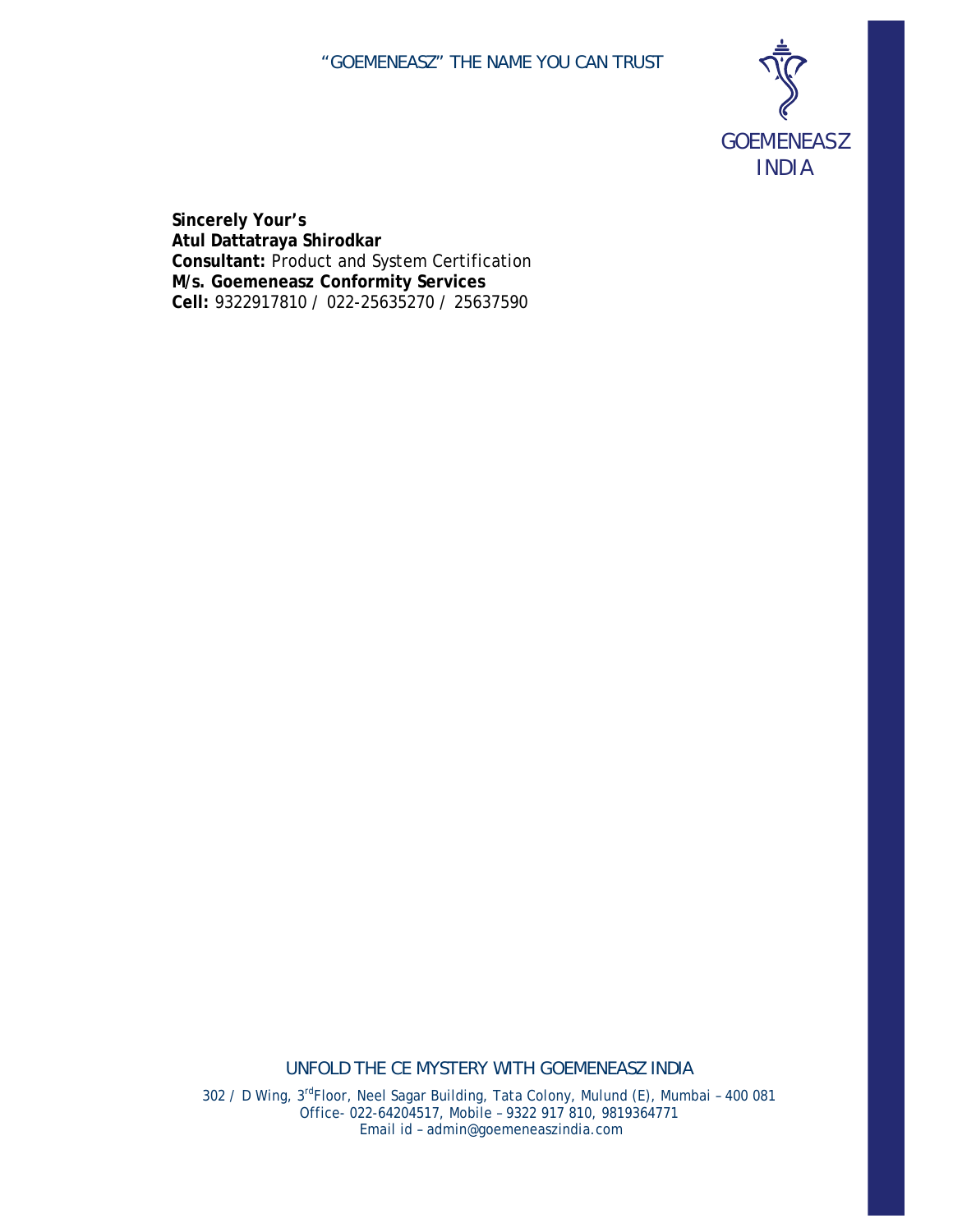**Sincerely Your's**
**Atul Dattatraya Shirodkar**
**Consultant:** Product and System Certification
**M/s. Goemeneasz Conformity Services**
**Cell:** 9322917810 / 022-25635270 / 25637590